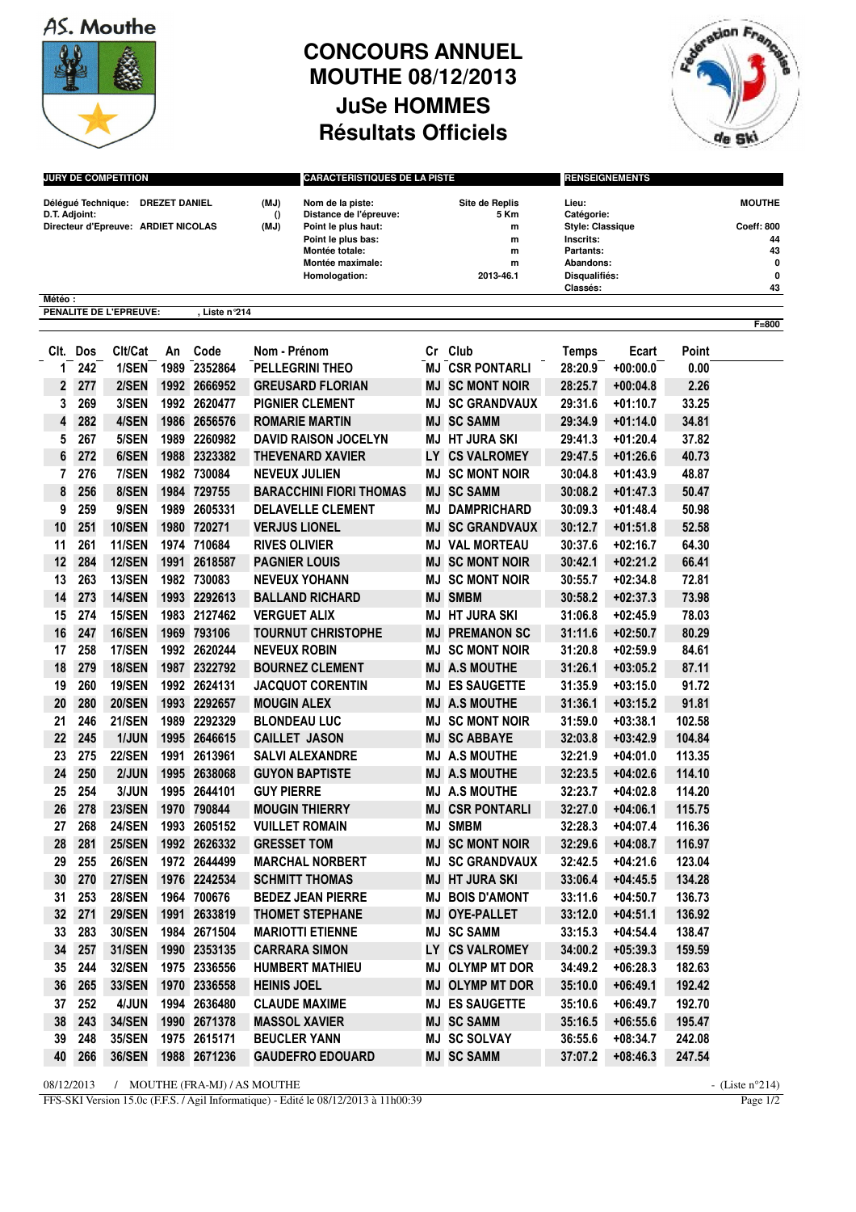AS. Mouthe

# CONCOURS ANNUEL
# MOUTHE 08/12/2013
# JuSe HOMMES
# Résultats Officiels

| JURY DE COMPETITION | | | CARACTERISTIQUES DE LA PISTE | | RENSEIGNEMENTS | |
|---|---|---|---|---|---|---|
| Délégué Technique: | DREZET DANIEL | (MJ) | Nom de la piste: | Site de Replis | Lieu: | MOUTHE |
| D.T. Adjoint: | | () | Distance de l'épreuve: | 5 Km | Catégorie: | |
| Directeur d'Epreuve: | ARDIET NICOLAS | (MJ) | Point le plus haut: | m | Style: Classique | Coeff: 800 |
| | | | Point le plus bas: | m | Inscrits: | 44 |
| | | | Montée totale: | m | Partants: | 43 |
| | | | Montée maximale: | m | Abandons: | 0 |
| | | | Homologation: | 2013-46.1 | Disqualifiés: | 0 |
| | | | | | Classés: | 43 |

Météo :

PENALITE DE L'EPREUVE: , Liste n°214

F=800

| Clt. | Dos | Clt/Cat | An | Code | Nom - Prénom | Cr | Club | Temps | Ecart | Point |
|---|---|---|---|---|---|---|---|---|---|---|
| 1 | 242 | 1/SEN | 1989 | 2352864 | PELLEGRINI THEO | MJ | CSR PONTARLI | 28:20.9 | +00:00.0 | 0.00 |
| 2 | 277 | 2/SEN | 1992 | 2666952 | GREUSARD FLORIAN | MJ | SC MONT NOIR | 28:25.7 | +00:04.8 | 2.26 |
| 3 | 269 | 3/SEN | 1992 | 2620477 | PIGNIER CLEMENT | MJ | SC GRANDVAUX | 29:31.6 | +01:10.7 | 33.25 |
| 4 | 282 | 4/SEN | 1986 | 2656576 | ROMARIE MARTIN | MJ | SC SAMM | 29:34.9 | +01:14.0 | 34.81 |
| 5 | 267 | 5/SEN | 1989 | 2260982 | DAVID RAISON JOCELYN | MJ | HT JURA SKI | 29:41.3 | +01:20.4 | 37.82 |
| 6 | 272 | 6/SEN | 1988 | 2323382 | THEVENARD XAVIER | LY | CS VALROMEY | 29:47.5 | +01:26.6 | 40.73 |
| 7 | 276 | 7/SEN | 1982 | 730084 | NEVEUX JULIEN | MJ | SC MONT NOIR | 30:04.8 | +01:43.9 | 48.87 |
| 8 | 256 | 8/SEN | 1984 | 729755 | BARACCHINI FIORI THOMAS | MJ | SC SAMM | 30:08.2 | +01:47.3 | 50.47 |
| 9 | 259 | 9/SEN | 1989 | 2605331 | DELAVELLE CLEMENT | MJ | DAMPRICHARD | 30:09.3 | +01:48.4 | 50.98 |
| 10 | 251 | 10/SEN | 1980 | 720271 | VERJUS LIONEL | MJ | SC GRANDVAUX | 30:12.7 | +01:51.8 | 52.58 |
| 11 | 261 | 11/SEN | 1974 | 710684 | RIVES OLIVIER | MJ | VAL MORTEAU | 30:37.6 | +02:16.7 | 64.30 |
| 12 | 284 | 12/SEN | 1991 | 2618587 | PAGNIER LOUIS | MJ | SC MONT NOIR | 30:42.1 | +02:21.2 | 66.41 |
| 13 | 263 | 13/SEN | 1982 | 730083 | NEVEUX YOHANN | MJ | SC MONT NOIR | 30:55.7 | +02:34.8 | 72.81 |
| 14 | 273 | 14/SEN | 1993 | 2292613 | BALLAND RICHARD | MJ | SMBM | 30:58.2 | +02:37.3 | 73.98 |
| 15 | 274 | 15/SEN | 1983 | 2127462 | VERGUET ALIX | MJ | HT JURA SKI | 31:06.8 | +02:45.9 | 78.03 |
| 16 | 247 | 16/SEN | 1969 | 793106 | TOURNUT CHRISTOPHE | MJ | PREMANON SC | 31:11.6 | +02:50.7 | 80.29 |
| 17 | 258 | 17/SEN | 1992 | 2620244 | NEVEUX ROBIN | MJ | SC MONT NOIR | 31:20.8 | +02:59.9 | 84.61 |
| 18 | 279 | 18/SEN | 1987 | 2322792 | BOURNEZ CLEMENT | MJ | A.S MOUTHE | 31:26.1 | +03:05.2 | 87.11 |
| 19 | 260 | 19/SEN | 1992 | 2624131 | JACQUOT CORENTIN | MJ | ES SAUGETTE | 31:35.9 | +03:15.0 | 91.72 |
| 20 | 280 | 20/SEN | 1993 | 2292657 | MOUGIN ALEX | MJ | A.S MOUTHE | 31:36.1 | +03:15.2 | 91.81 |
| 21 | 246 | 21/SEN | 1989 | 2292329 | BLONDEAU LUC | MJ | SC MONT NOIR | 31:59.0 | +03:38.1 | 102.58 |
| 22 | 245 | 1/JUN | 1995 | 2646615 | CAILLET JASON | MJ | SC ABBAYE | 32:03.8 | +03:42.9 | 104.84 |
| 23 | 275 | 22/SEN | 1991 | 2613961 | SALVI ALEXANDRE | MJ | A.S MOUTHE | 32:21.9 | +04:01.0 | 113.35 |
| 24 | 250 | 2/JUN | 1995 | 2638068 | GUYON BAPTISTE | MJ | A.S MOUTHE | 32:23.5 | +04:02.6 | 114.10 |
| 25 | 254 | 3/JUN | 1995 | 2644101 | GUY PIERRE | MJ | A.S MOUTHE | 32:23.7 | +04:02.8 | 114.20 |
| 26 | 278 | 23/SEN | 1970 | 790844 | MOUGIN THIERRY | MJ | CSR PONTARLI | 32:27.0 | +04:06.1 | 115.75 |
| 27 | 268 | 24/SEN | 1993 | 2605152 | VUILLET ROMAIN | MJ | SMBM | 32:28.3 | +04:07.4 | 116.36 |
| 28 | 281 | 25/SEN | 1992 | 2626332 | GRESSET TOM | MJ | SC MONT NOIR | 32:29.6 | +04:08.7 | 116.97 |
| 29 | 255 | 26/SEN | 1972 | 2644499 | MARCHAL NORBERT | MJ | SC GRANDVAUX | 32:42.5 | +04:21.6 | 123.04 |
| 30 | 270 | 27/SEN | 1976 | 2242534 | SCHMITT THOMAS | MJ | HT JURA SKI | 33:06.4 | +04:45.5 | 134.28 |
| 31 | 253 | 28/SEN | 1964 | 700676 | BEDEZ JEAN PIERRE | MJ | BOIS D'AMONT | 33:11.6 | +04:50.7 | 136.73 |
| 32 | 271 | 29/SEN | 1991 | 2633819 | THOMET STEPHANE | MJ | OYE-PALLET | 33:12.0 | +04:51.1 | 136.92 |
| 33 | 283 | 30/SEN | 1984 | 2671504 | MARIOTTI ETIENNE | MJ | SC SAMM | 33:15.3 | +04:54.4 | 138.47 |
| 34 | 257 | 31/SEN | 1990 | 2353135 | CARRARA SIMON | LY | CS VALROMEY | 34:00.2 | +05:39.3 | 159.59 |
| 35 | 244 | 32/SEN | 1975 | 2336556 | HUMBERT MATHIEU | MJ | OLYMP MT DOR | 34:49.2 | +06:28.3 | 182.63 |
| 36 | 265 | 33/SEN | 1970 | 2336558 | HEINIS JOEL | MJ | OLYMP MT DOR | 35:10.0 | +06:49.1 | 192.42 |
| 37 | 252 | 4/JUN | 1994 | 2636480 | CLAUDE MAXIME | MJ | ES SAUGETTE | 35:10.6 | +06:49.7 | 192.70 |
| 38 | 243 | 34/SEN | 1990 | 2671378 | MASSOL XAVIER | MJ | SC SAMM | 35:16.5 | +06:55.6 | 195.47 |
| 39 | 248 | 35/SEN | 1975 | 2615171 | BEUCLER YANN | MJ | SC SOLVAY | 36:55.6 | +08:34.7 | 242.08 |
| 40 | 266 | 36/SEN | 1988 | 2671236 | GAUDEFRO EDOUARD | MJ | SC SAMM | 37:07.2 | +08:46.3 | 247.54 |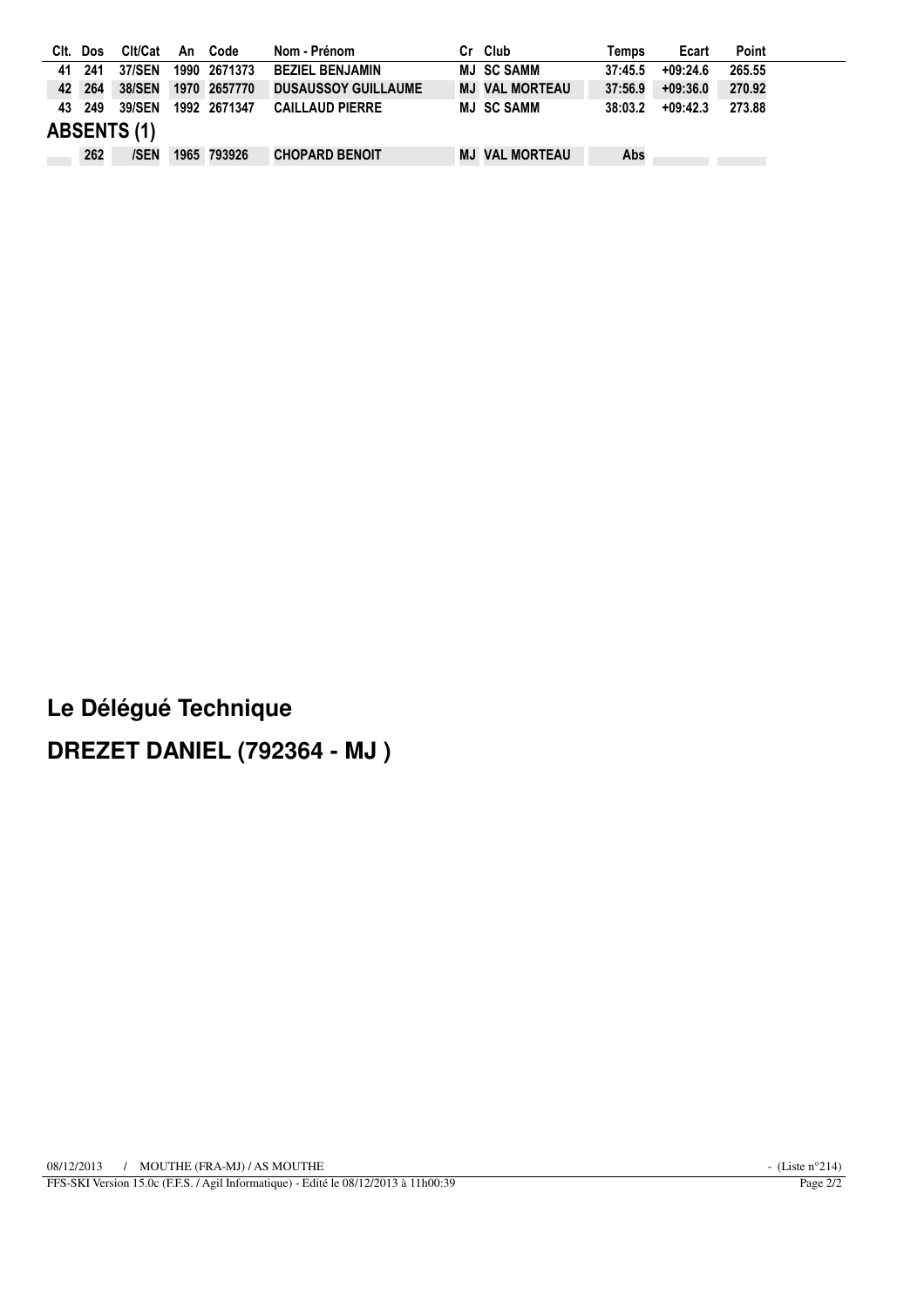| Clt. | Dos | Clt/Cat | An | Code | Nom - Prénom | Cr | Club | Temps | Ecart | Point |
|---|---|---|---|---|---|---|---|---|---|---|
| 41 | 241 | 37/SEN | 1990 | 2671373 | BEZIEL BENJAMIN | MJ | SC SAMM | 37:45.5 | +09:24.6 | 265.55 |
| 42 | 264 | 38/SEN | 1970 | 2657770 | DUSAUSSOY GUILLAUME | MJ | VAL MORTEAU | 37:56.9 | +09:36.0 | 270.92 |
| 43 | 249 | 39/SEN | 1992 | 2671347 | CAILLAUD PIERRE | MJ | SC SAMM | 38:03.2 | +09:42.3 | 273.88 |

**ABSENTS (1)**

| Clt. | Dos | Clt/Cat | An | Code | Nom - Prénom | Cr | Club | Temps | Ecart | Point |
|---|---|---|---|---|---|---|---|---|---|---|
| | 262 | /SEN | 1965 | 793926 | CHOPARD BENOIT | MJ | VAL MORTEAU | Abs | | |

## Le Délégué Technique

## DREZET DANIEL (792364 - MJ )

08/12/2013 / MOUTHE (FRA-MJ) / AS MOUTHE - (Liste n°214)

FFS-SKI Version 15.0c (F.F.S. / Agil Informatique) - Edité le 08/12/2013 à 11h00:39